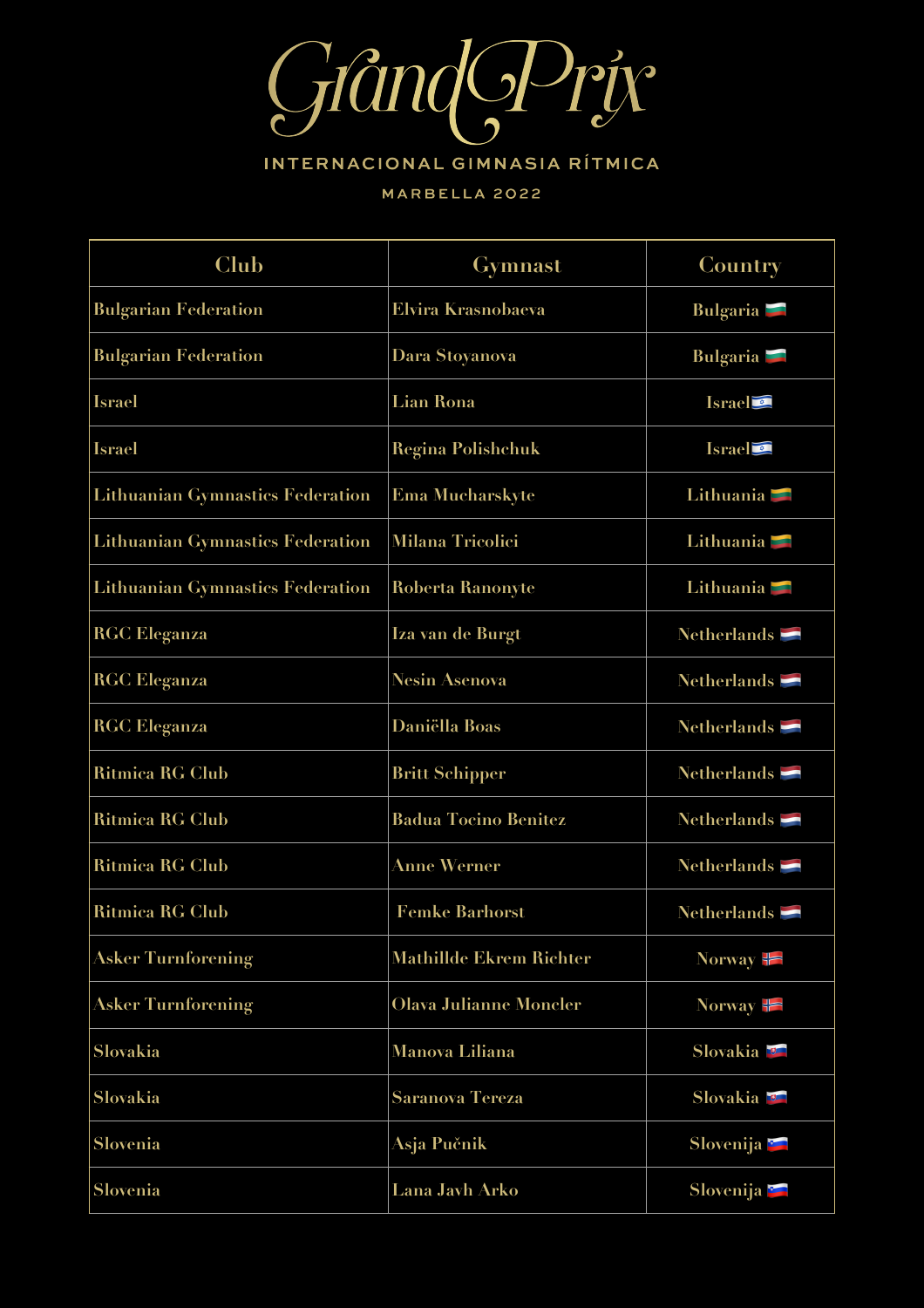# Grand Prix

INTERNACIONAL GIMNASIA RÍTMICA

MARBELLA 2022

| Club | Gymnast | Country |
|---|---|---|
| Bulgarian Federation | Elvira Krasnobaeva | Bulgaria 🇧🇬 |
| Bulgarian Federation | Dara Stoyanova | Bulgaria 🇧🇬 |
| Israel | Lian Rona | Israel 🇮🇱 |
| Israel | Regina Polishchuk | Israel 🇮🇱 |
| Lithuanian Gymnastics Federation | Ema Mucharskyte | Lithuania 🇱🇹 |
| Lithuanian Gymnastics Federation | Milana Tricolici | Lithuania 🇱🇹 |
| Lithuanian Gymnastics Federation | Roberta Ranonyte | Lithuania 🇱🇹 |
| RGC Eleganza | Iza van de Burgt | Netherlands 🇳🇱 |
| RGC Eleganza | Nesin Asenova | Netherlands 🇳🇱 |
| RGC Eleganza | Daniëlla Boas | Netherlands 🇳🇱 |
| Ritmica RG Club | Britt Schipper | Netherlands 🇳🇱 |
| Ritmica RG Club | Badua Tocino Benitez | Netherlands 🇳🇱 |
| Ritmica RG Club | Anne Werner | Netherlands 🇳🇱 |
| Ritmica RG Club | Femke Barhorst | Netherlands 🇳🇱 |
| Asker Turnforening | Mathillde Ekrem Richter | Norway 🇳🇴 |
| Asker Turnforening | Olava Julianne Moncler | Norway 🇳🇴 |
| Slovakia | Manova Liliana | Slovakia 🇸🇰 |
| Slovakia | Saranova Tereza | Slovakia 🇸🇰 |
| Slovenia | Asja Pučnik | Slovenija 🇸🇮 |
| Slovenia | Lana Javh Arko | Slovenija 🇸🇮 |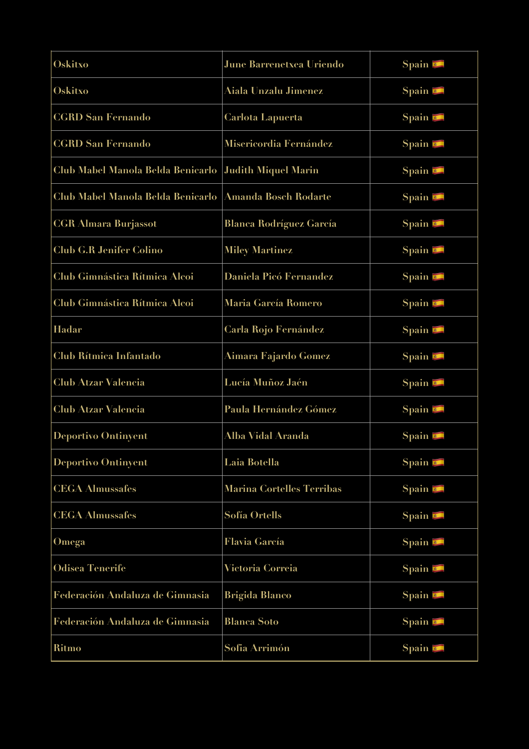| | | |
|---|---|---|
| Oskitxo | June Barrenetxea Uriendo | Spain 🇪🇸 |
| Oskitxo | Aiala Unzalu Jimenez | Spain 🇪🇸 |
| CGRD San Fernando | Carlota Lapuerta | Spain 🇪🇸 |
| CGRD San Fernando | Misericordia Fernández | Spain 🇪🇸 |
| Club Mabel Manola Belda Benicarlo | Judith Miquel Marin | Spain 🇪🇸 |
| Club Mabel Manola Belda Benicarlo | Amanda Bosch Rodarte | Spain 🇪🇸 |
| CGR Almara Burjassot | Blanca Rodríguez García | Spain 🇪🇸 |
| Club G.R Jenifer Colino | Miley Martinez | Spain 🇪🇸 |
| Club Gimnástica Rítmica Alcoi | Daniela Picó Fernandez | Spain 🇪🇸 |
| Club Gimnástica Rítmica Alcoi | Maria García Romero | Spain 🇪🇸 |
| Hadar | Carla Rojo Fernández | Spain 🇪🇸 |
| Club Rítmica Infantado | Aimara Fajardo Gomez | Spain 🇪🇸 |
| Club Atzar Valencia | Lucía Muñoz Jaén | Spain 🇪🇸 |
| Club Atzar Valencia | Paula Hernández Gómez | Spain 🇪🇸 |
| Deportivo Ontinyent | Alba Vidal Aranda | Spain 🇪🇸 |
| Deportivo Ontinyent | Laia Botella | Spain 🇪🇸 |
| CEGA Almussafes | Marina Cortelles Terribas | Spain 🇪🇸 |
| CEGA Almussafes | Sofía Ortells | Spain 🇪🇸 |
| Omega | Flavia García | Spain 🇪🇸 |
| Odisea Tenerife | Victoria Correia | Spain 🇪🇸 |
| Federación Andaluza de Gimnasia | Brigida Blanco | Spain 🇪🇸 |
| Federación Andaluza de Gimnasia | Blanca Soto | Spain 🇪🇸 |
| Ritmo | Sofia Arrimón | Spain 🇪🇸 |